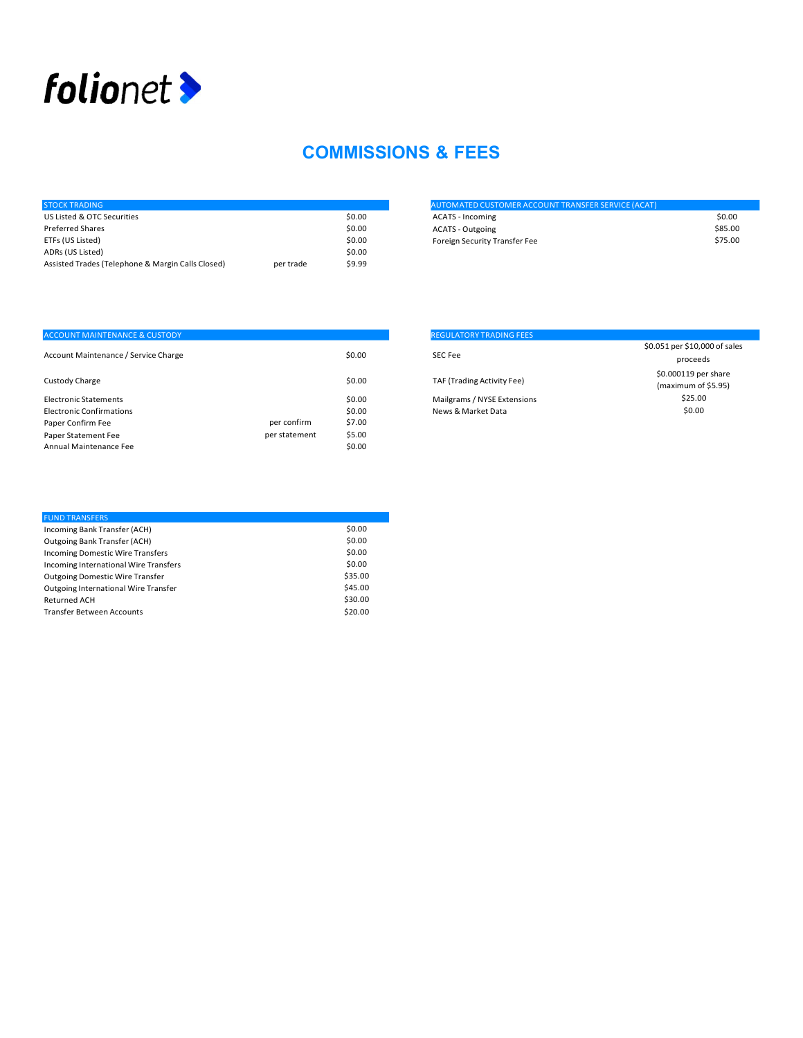folionet

# COMMISSIONS & FEES

| STOCK TRADING | | |
|---|---|---|
| US Listed & OTC Securities | | $0.00 |
| Preferred Shares | | $0.00 |
| ETFs (US Listed) | | $0.00 |
| ADRs (US Listed) | | $0.00 |
| Assisted Trades (Telephone & Margin Calls Closed) | per trade | $9.99 |

| AUTOMATED CUSTOMER ACCOUNT TRANSFER SERVICE (ACAT) | |
|---|---|
| ACATS - Incoming | $0.00 |
| ACATS - Outgoing | $85.00 |
| Foreign Security Transfer Fee | $75.00 |

| ACCOUNT MAINTENANCE & CUSTODY | | |
|---|---|---|
| Account Maintenance / Service Charge | | $0.00 |
| Custody Charge | | $0.00 |
| Electronic Statements | | $0.00 |
| Electronic Confirmations | | $0.00 |
| Paper Confirm Fee | per confirm | $7.00 |
| Paper Statement Fee | per statement | $5.00 |
| Annual Maintenance Fee | | $0.00 |

| REGULATORY TRADING FEES | |
|---|---|
| SEC Fee | $0.051 per $10,000 of sales proceeds |
| TAF (Trading Activity Fee) | $0.000119 per share (maximum of $5.95) |
| Mailgrams / NYSE Extensions | $25.00 |
| News & Market Data | $0.00 |

| FUND TRANSFERS | |
|---|---|
| Incoming Bank Transfer (ACH) | $0.00 |
| Outgoing Bank Transfer (ACH) | $0.00 |
| Incoming Domestic Wire Transfers | $0.00 |
| Incoming International Wire Transfers | $0.00 |
| Outgoing Domestic Wire Transfer | $35.00 |
| Outgoing International Wire Transfer | $45.00 |
| Returned ACH | $30.00 |
| Transfer Between Accounts | $20.00 |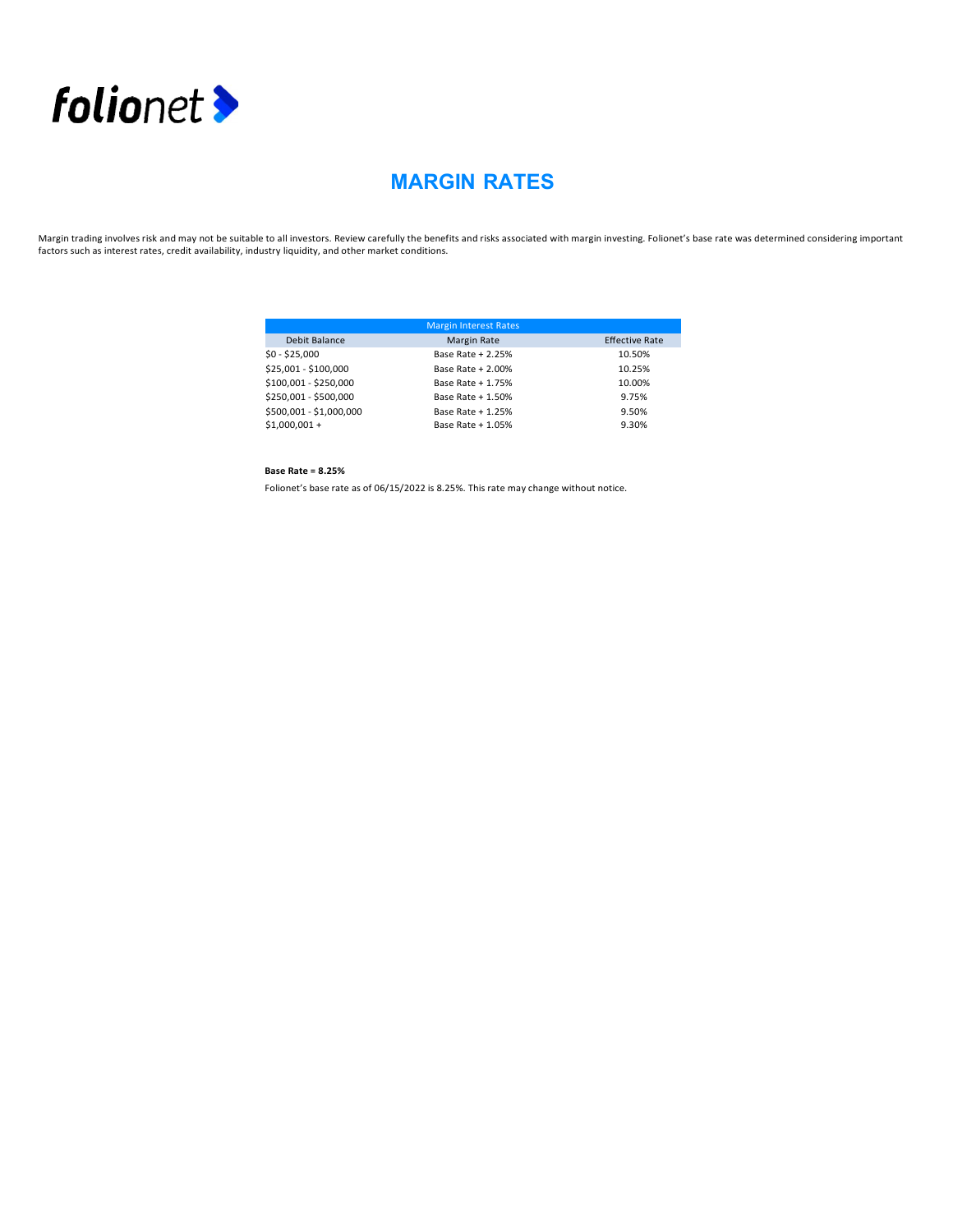folionet

# MARGIN RATES

Margin trading involves risk and may not be suitable to all investors. Review carefully the benefits and risks associated with margin investing. Folionet's base rate was determined considering important factors such as interest rates, credit availability, industry liquidity, and other market conditions.

| Margin Interest Rates | | |
|---|---|---|
| Debit Balance | Margin Rate | Effective Rate |
| $0 - $25,000 | Base Rate + 2.25% | 10.50% |
| $25,001 - $100,000 | Base Rate + 2.00% | 10.25% |
| $100,001 - $250,000 | Base Rate + 1.75% | 10.00% |
| $250,001 - $500,000 | Base Rate + 1.50% | 9.75% |
| $500,001 - $1,000,000 | Base Rate + 1.25% | 9.50% |
| $1,000,001 + | Base Rate + 1.05% | 9.30% |

**Base Rate = 8.25%**

Folionet's base rate as of 06/15/2022 is 8.25%. This rate may change without notice.